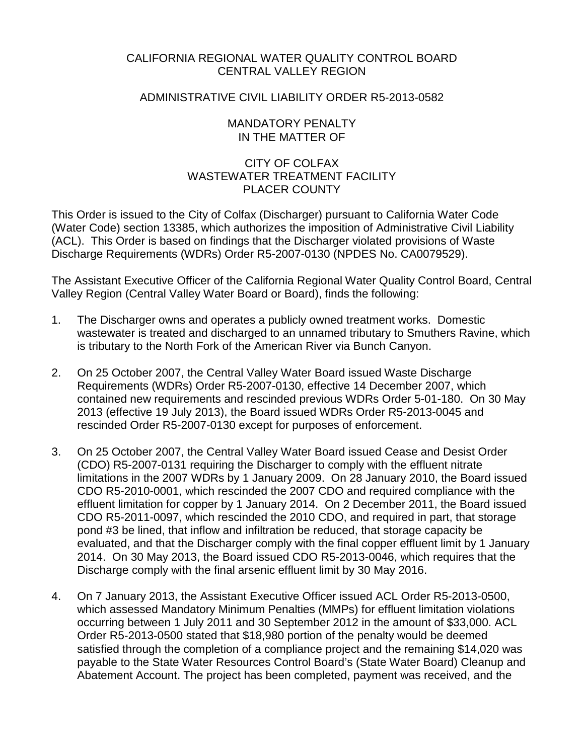# CALIFORNIA REGIONAL WATER QUALITY CONTROL BOARD
# CENTRAL VALLEY REGION

## ADMINISTRATIVE CIVIL LIABILITY ORDER R5-2013-0582

### MANDATORY PENALTY
### IN THE MATTER OF

### CITY OF COLFAX
### WASTEWATER TREATMENT FACILITY
### PLACER COUNTY

This Order is issued to the City of Colfax (Discharger) pursuant to California Water Code (Water Code) section 13385, which authorizes the imposition of Administrative Civil Liability (ACL). This Order is based on findings that the Discharger violated provisions of Waste Discharge Requirements (WDRs) Order R5-2007-0130 (NPDES No. CA0079529).

The Assistant Executive Officer of the California Regional Water Quality Control Board, Central Valley Region (Central Valley Water Board or Board), finds the following:

1. The Discharger owns and operates a publicly owned treatment works. Domestic wastewater is treated and discharged to an unnamed tributary to Smuthers Ravine, which is tributary to the North Fork of the American River via Bunch Canyon.

2. On 25 October 2007, the Central Valley Water Board issued Waste Discharge Requirements (WDRs) Order R5-2007-0130, effective 14 December 2007, which contained new requirements and rescinded previous WDRs Order 5-01-180. On 30 May 2013 (effective 19 July 2013), the Board issued WDRs Order R5-2013-0045 and rescinded Order R5-2007-0130 except for purposes of enforcement.

3. On 25 October 2007, the Central Valley Water Board issued Cease and Desist Order (CDO) R5-2007-0131 requiring the Discharger to comply with the effluent nitrate limitations in the 2007 WDRs by 1 January 2009. On 28 January 2010, the Board issued CDO R5-2010-0001, which rescinded the 2007 CDO and required compliance with the effluent limitation for copper by 1 January 2014. On 2 December 2011, the Board issued CDO R5-2011-0097, which rescinded the 2010 CDO, and required in part, that storage pond #3 be lined, that inflow and infiltration be reduced, that storage capacity be evaluated, and that the Discharger comply with the final copper effluent limit by 1 January 2014. On 30 May 2013, the Board issued CDO R5-2013-0046, which requires that the Discharge comply with the final arsenic effluent limit by 30 May 2016.

4. On 7 January 2013, the Assistant Executive Officer issued ACL Order R5-2013-0500, which assessed Mandatory Minimum Penalties (MMPs) for effluent limitation violations occurring between 1 July 2011 and 30 September 2012 in the amount of $33,000. ACL Order R5-2013-0500 stated that $18,980 portion of the penalty would be deemed satisfied through the completion of a compliance project and the remaining $14,020 was payable to the State Water Resources Control Board's (State Water Board) Cleanup and Abatement Account. The project has been completed, payment was received, and the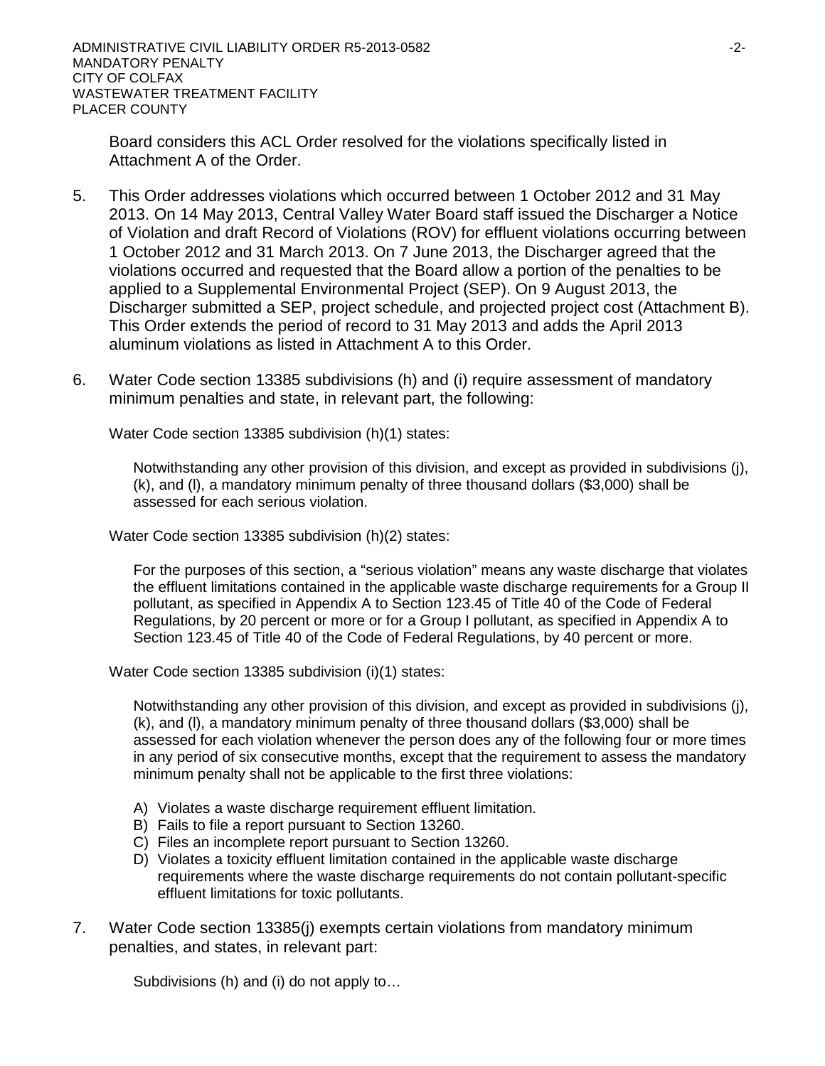Board considers this ACL Order resolved for the violations specifically listed in Attachment A of the Order.

5. This Order addresses violations which occurred between 1 October 2012 and 31 May 2013. On 14 May 2013, Central Valley Water Board staff issued the Discharger a Notice of Violation and draft Record of Violations (ROV) for effluent violations occurring between 1 October 2012 and 31 March 2013. On 7 June 2013, the Discharger agreed that the violations occurred and requested that the Board allow a portion of the penalties to be applied to a Supplemental Environmental Project (SEP). On 9 August 2013, the Discharger submitted a SEP, project schedule, and projected project cost (Attachment B). This Order extends the period of record to 31 May 2013 and adds the April 2013 aluminum violations as listed in Attachment A to this Order.

6. Water Code section 13385 subdivisions (h) and (i) require assessment of mandatory minimum penalties and state, in relevant part, the following:

   Water Code section 13385 subdivision (h)(1) states:

   > Notwithstanding any other provision of this division, and except as provided in subdivisions (j), (k), and (l), a mandatory minimum penalty of three thousand dollars ($3,000) shall be assessed for each serious violation.

   Water Code section 13385 subdivision (h)(2) states:

   > For the purposes of this section, a "serious violation" means any waste discharge that violates the effluent limitations contained in the applicable waste discharge requirements for a Group II pollutant, as specified in Appendix A to Section 123.45 of Title 40 of the Code of Federal Regulations, by 20 percent or more or for a Group I pollutant, as specified in Appendix A to Section 123.45 of Title 40 of the Code of Federal Regulations, by 40 percent or more.

   Water Code section 13385 subdivision (i)(1) states:

   > Notwithstanding any other provision of this division, and except as provided in subdivisions (j), (k), and (l), a mandatory minimum penalty of three thousand dollars ($3,000) shall be assessed for each violation whenever the person does any of the following four or more times in any period of six consecutive months, except that the requirement to assess the mandatory minimum penalty shall not be applicable to the first three violations:
   >
   > A) Violates a waste discharge requirement effluent limitation.
   > B) Fails to file a report pursuant to Section 13260.
   > C) Files an incomplete report pursuant to Section 13260.
   > D) Violates a toxicity effluent limitation contained in the applicable waste discharge requirements where the waste discharge requirements do not contain pollutant-specific effluent limitations for toxic pollutants.

7. Water Code section 13385(j) exempts certain violations from mandatory minimum penalties, and states, in relevant part:

   > Subdivisions (h) and (i) do not apply to…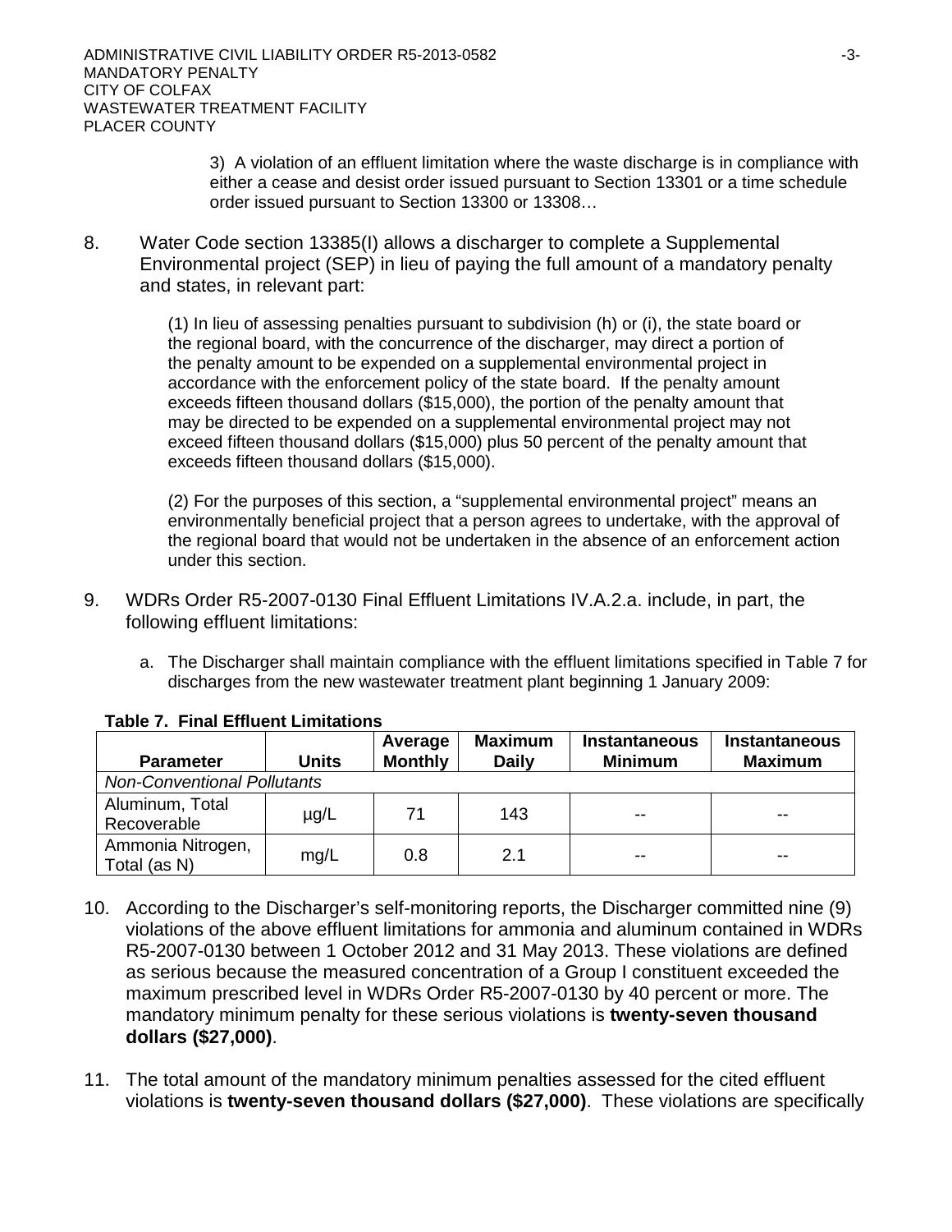3) A violation of an effluent limitation where the waste discharge is in compliance with either a cease and desist order issued pursuant to Section 13301 or a time schedule order issued pursuant to Section 13300 or 13308…

8. Water Code section 13385(I) allows a discharger to complete a Supplemental Environmental project (SEP) in lieu of paying the full amount of a mandatory penalty and states, in relevant part:

   (1) In lieu of assessing penalties pursuant to subdivision (h) or (i), the state board or the regional board, with the concurrence of the discharger, may direct a portion of the penalty amount to be expended on a supplemental environmental project in accordance with the enforcement policy of the state board. If the penalty amount exceeds fifteen thousand dollars ($15,000), the portion of the penalty amount that may be directed to be expended on a supplemental environmental project may not exceed fifteen thousand dollars ($15,000) plus 50 percent of the penalty amount that exceeds fifteen thousand dollars ($15,000).

   (2) For the purposes of this section, a "supplemental environmental project" means an environmentally beneficial project that a person agrees to undertake, with the approval of the regional board that would not be undertaken in the absence of an enforcement action under this section.

9. WDRs Order R5-2007-0130 Final Effluent Limitations IV.A.2.a. include, in part, the following effluent limitations:

   a. The Discharger shall maintain compliance with the effluent limitations specified in Table 7 for discharges from the new wastewater treatment plant beginning 1 January 2009:

**Table 7. Final Effluent Limitations**

| Parameter | Units | Average Monthly | Maximum Daily | Instantaneous Minimum | Instantaneous Maximum |
|---|---|---|---|---|---|
| *Non-Conventional Pollutants* | | | | | |
| Aluminum, Total Recoverable | µg/L | 71 | 143 | -- | -- |
| Ammonia Nitrogen, Total (as N) | mg/L | 0.8 | 2.1 | -- | -- |

10. According to the Discharger's self-monitoring reports, the Discharger committed nine (9) violations of the above effluent limitations for ammonia and aluminum contained in WDRs R5-2007-0130 between 1 October 2012 and 31 May 2013. These violations are defined as serious because the measured concentration of a Group I constituent exceeded the maximum prescribed level in WDRs Order R5-2007-0130 by 40 percent or more. The mandatory minimum penalty for these serious violations is **twenty-seven thousand dollars ($27,000)**.

11. The total amount of the mandatory minimum penalties assessed for the cited effluent violations is **twenty-seven thousand dollars ($27,000)**. These violations are specifically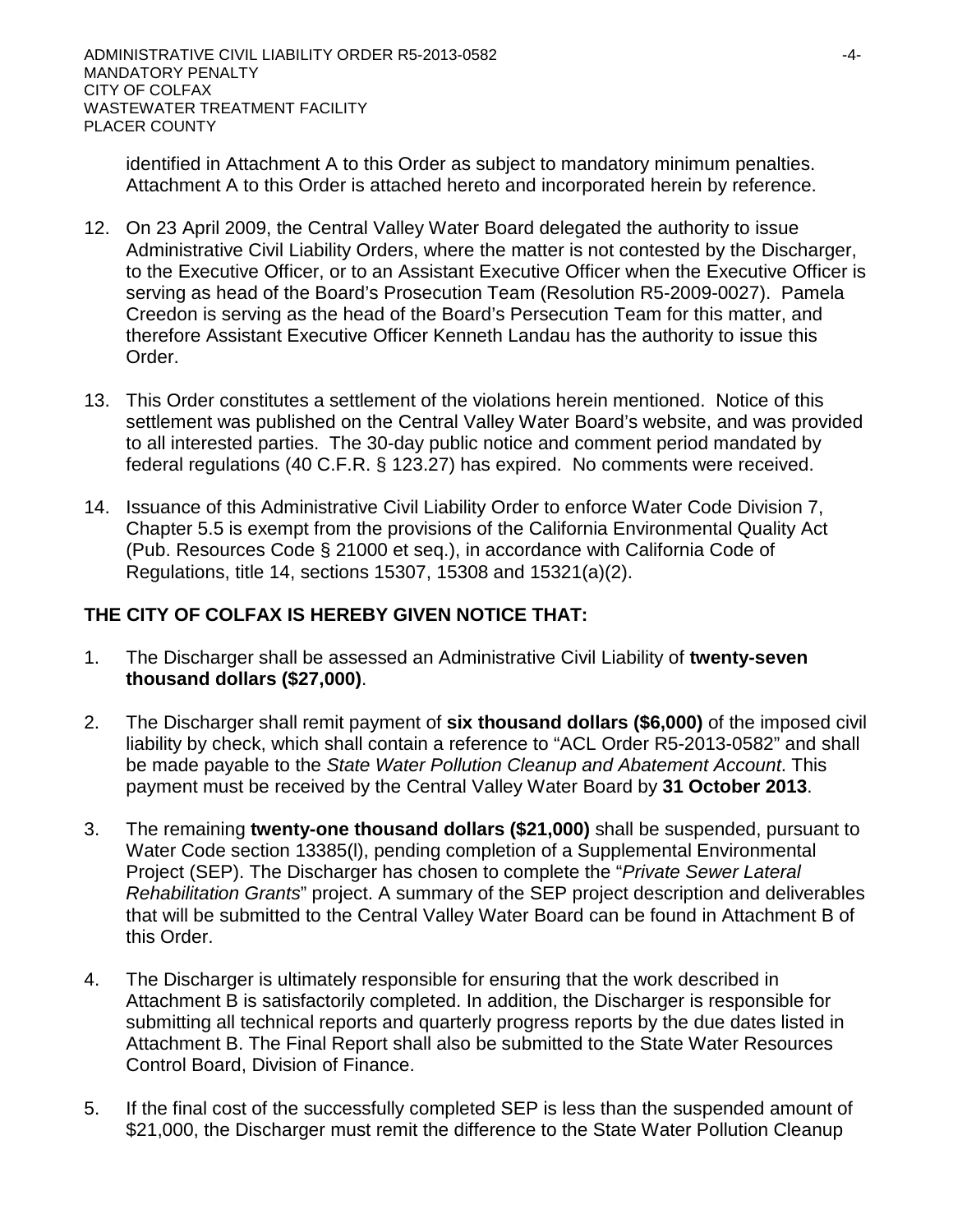identified in Attachment A to this Order as subject to mandatory minimum penalties. Attachment A to this Order is attached hereto and incorporated herein by reference.

12. On 23 April 2009, the Central Valley Water Board delegated the authority to issue Administrative Civil Liability Orders, where the matter is not contested by the Discharger, to the Executive Officer, or to an Assistant Executive Officer when the Executive Officer is serving as head of the Board's Prosecution Team (Resolution R5-2009-0027). Pamela Creedon is serving as the head of the Board's Persecution Team for this matter, and therefore Assistant Executive Officer Kenneth Landau has the authority to issue this Order.

13. This Order constitutes a settlement of the violations herein mentioned. Notice of this settlement was published on the Central Valley Water Board's website, and was provided to all interested parties. The 30-day public notice and comment period mandated by federal regulations (40 C.F.R. § 123.27) has expired. No comments were received.

14. Issuance of this Administrative Civil Liability Order to enforce Water Code Division 7, Chapter 5.5 is exempt from the provisions of the California Environmental Quality Act (Pub. Resources Code § 21000 et seq.), in accordance with California Code of Regulations, title 14, sections 15307, 15308 and 15321(a)(2).

**THE CITY OF COLFAX IS HEREBY GIVEN NOTICE THAT:**

1. The Discharger shall be assessed an Administrative Civil Liability of **twenty-seven thousand dollars ($27,000)**.

2. The Discharger shall remit payment of **six thousand dollars ($6,000)** of the imposed civil liability by check, which shall contain a reference to "ACL Order R5-2013-0582" and shall be made payable to the *State Water Pollution Cleanup and Abatement Account*. This payment must be received by the Central Valley Water Board by **31 October 2013**.

3. The remaining **twenty-one thousand dollars ($21,000)** shall be suspended, pursuant to Water Code section 13385(l), pending completion of a Supplemental Environmental Project (SEP). The Discharger has chosen to complete the "*Private Sewer Lateral Rehabilitation Grants*" project. A summary of the SEP project description and deliverables that will be submitted to the Central Valley Water Board can be found in Attachment B of this Order.

4. The Discharger is ultimately responsible for ensuring that the work described in Attachment B is satisfactorily completed. In addition, the Discharger is responsible for submitting all technical reports and quarterly progress reports by the due dates listed in Attachment B. The Final Report shall also be submitted to the State Water Resources Control Board, Division of Finance.

5. If the final cost of the successfully completed SEP is less than the suspended amount of $21,000, the Discharger must remit the difference to the State Water Pollution Cleanup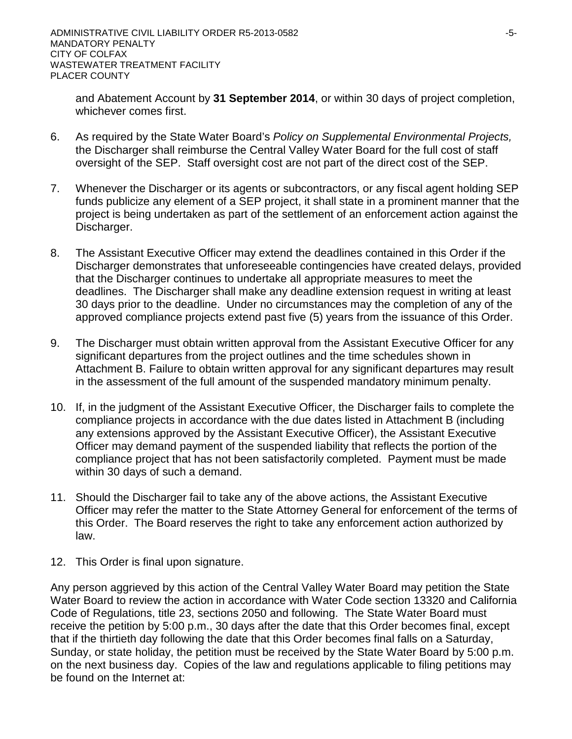and Abatement Account by **31 September 2014**, or within 30 days of project completion, whichever comes first.

6. As required by the State Water Board's *Policy on Supplemental Environmental Projects,* the Discharger shall reimburse the Central Valley Water Board for the full cost of staff oversight of the SEP. Staff oversight cost are not part of the direct cost of the SEP.

7. Whenever the Discharger or its agents or subcontractors, or any fiscal agent holding SEP funds publicize any element of a SEP project, it shall state in a prominent manner that the project is being undertaken as part of the settlement of an enforcement action against the Discharger.

8. The Assistant Executive Officer may extend the deadlines contained in this Order if the Discharger demonstrates that unforeseeable contingencies have created delays, provided that the Discharger continues to undertake all appropriate measures to meet the deadlines. The Discharger shall make any deadline extension request in writing at least 30 days prior to the deadline. Under no circumstances may the completion of any of the approved compliance projects extend past five (5) years from the issuance of this Order.

9. The Discharger must obtain written approval from the Assistant Executive Officer for any significant departures from the project outlines and the time schedules shown in Attachment B. Failure to obtain written approval for any significant departures may result in the assessment of the full amount of the suspended mandatory minimum penalty.

10. If, in the judgment of the Assistant Executive Officer, the Discharger fails to complete the compliance projects in accordance with the due dates listed in Attachment B (including any extensions approved by the Assistant Executive Officer), the Assistant Executive Officer may demand payment of the suspended liability that reflects the portion of the compliance project that has not been satisfactorily completed. Payment must be made within 30 days of such a demand.

11. Should the Discharger fail to take any of the above actions, the Assistant Executive Officer may refer the matter to the State Attorney General for enforcement of the terms of this Order. The Board reserves the right to take any enforcement action authorized by law.

12. This Order is final upon signature.

Any person aggrieved by this action of the Central Valley Water Board may petition the State Water Board to review the action in accordance with Water Code section 13320 and California Code of Regulations, title 23, sections 2050 and following. The State Water Board must receive the petition by 5:00 p.m., 30 days after the date that this Order becomes final, except that if the thirtieth day following the date that this Order becomes final falls on a Saturday, Sunday, or state holiday, the petition must be received by the State Water Board by 5:00 p.m. on the next business day. Copies of the law and regulations applicable to filing petitions may be found on the Internet at: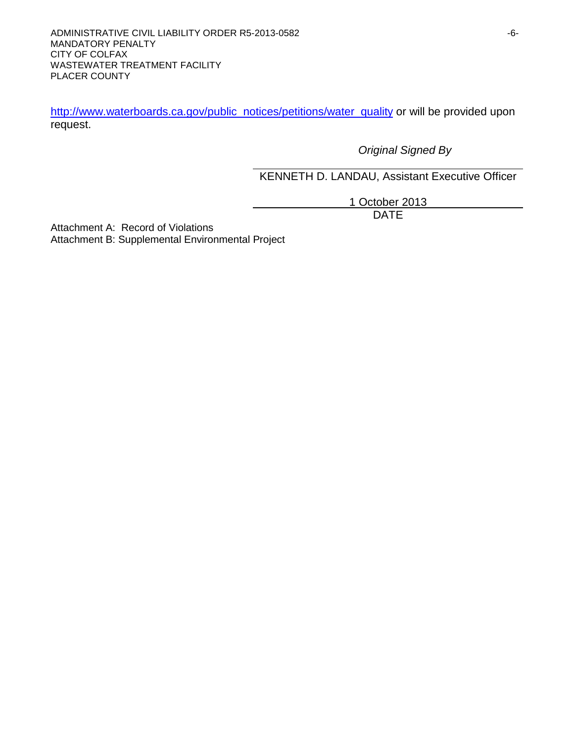http://www.waterboards.ca.gov/public_notices/petitions/water_quality or will be provided upon request.

*Original Signed By*

KENNETH D. LANDAU, Assistant Executive Officer

1 October 2013
DATE

Attachment A: Record of Violations
Attachment B: Supplemental Environmental Project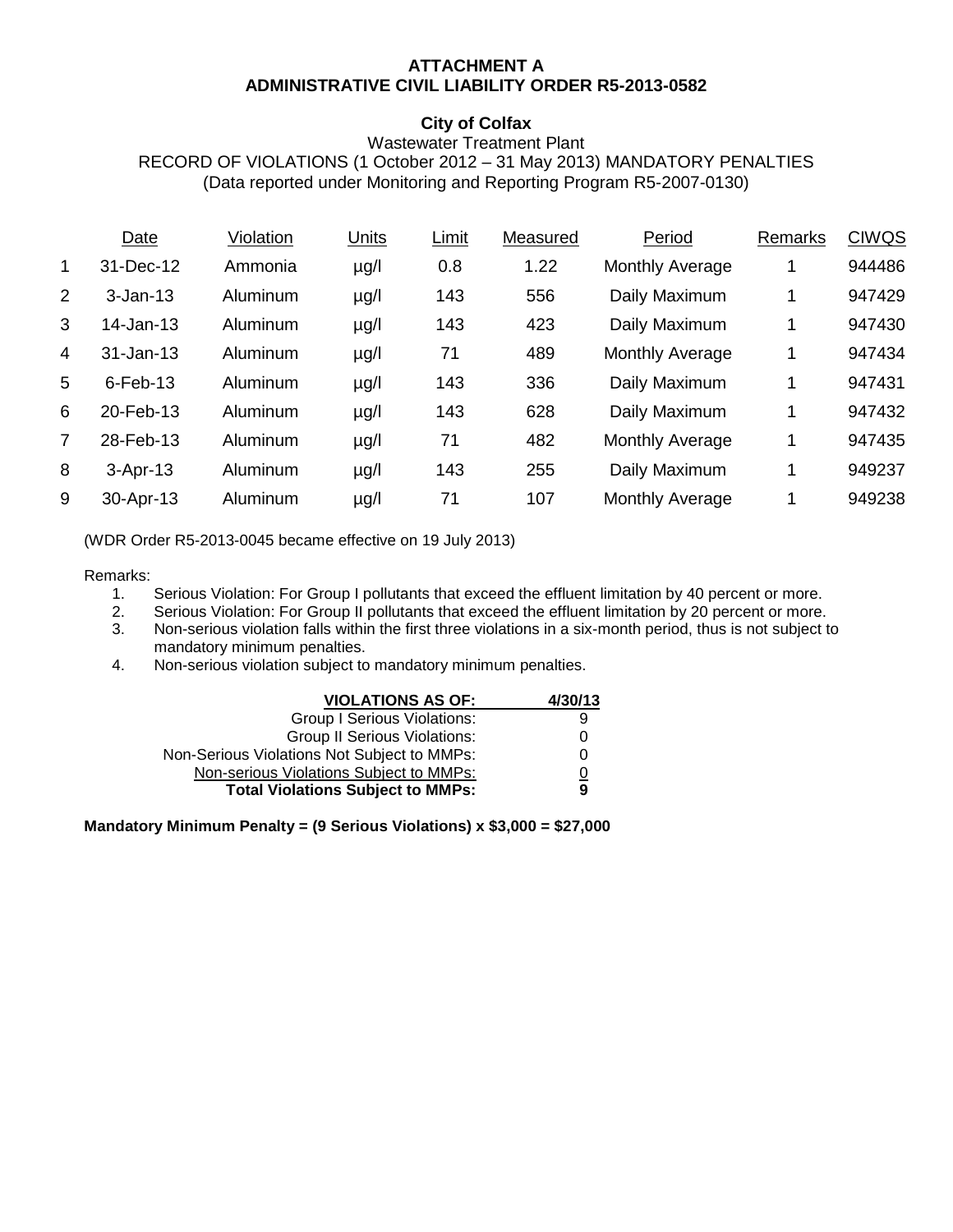**ATTACHMENT A**
**ADMINISTRATIVE CIVIL LIABILITY ORDER R5-2013-0582**

**City of Colfax**
Wastewater Treatment Plant
RECORD OF VIOLATIONS (1 October 2012 – 31 May 2013) MANDATORY PENALTIES
(Data reported under Monitoring and Reporting Program R5-2007-0130)

| | Date | Violation | Units | Limit | Measured | Period | Remarks | CIWQS |
|---|---|---|---|---|---|---|---|---|
| 1 | 31-Dec-12 | Ammonia | µg/l | 0.8 | 1.22 | Monthly Average | 1 | 944486 |
| 2 | 3-Jan-13 | Aluminum | µg/l | 143 | 556 | Daily Maximum | 1 | 947429 |
| 3 | 14-Jan-13 | Aluminum | µg/l | 143 | 423 | Daily Maximum | 1 | 947430 |
| 4 | 31-Jan-13 | Aluminum | µg/l | 71 | 489 | Monthly Average | 1 | 947434 |
| 5 | 6-Feb-13 | Aluminum | µg/l | 143 | 336 | Daily Maximum | 1 | 947431 |
| 6 | 20-Feb-13 | Aluminum | µg/l | 143 | 628 | Daily Maximum | 1 | 947432 |
| 7 | 28-Feb-13 | Aluminum | µg/l | 71 | 482 | Monthly Average | 1 | 947435 |
| 8 | 3-Apr-13 | Aluminum | µg/l | 143 | 255 | Daily Maximum | 1 | 949237 |
| 9 | 30-Apr-13 | Aluminum | µg/l | 71 | 107 | Monthly Average | 1 | 949238 |

(WDR Order R5-2013-0045 became effective on 19 July 2013)

Remarks:

1. Serious Violation: For Group I pollutants that exceed the effluent limitation by 40 percent or more.
2. Serious Violation: For Group II pollutants that exceed the effluent limitation by 20 percent or more.
3. Non-serious violation falls within the first three violations in a six-month period, thus is not subject to mandatory minimum penalties.
4. Non-serious violation subject to mandatory minimum penalties.

| **VIOLATIONS AS OF:** | **4/30/13** |
|---|---|
| Group I Serious Violations: | 9 |
| Group II Serious Violations: | 0 |
| Non-Serious Violations Not Subject to MMPs: | 0 |
| Non-serious Violations Subject to MMPs: | 0 |
| **Total Violations Subject to MMPs:** | **9** |

**Mandatory Minimum Penalty = (9 Serious Violations) x $3,000 = $27,000**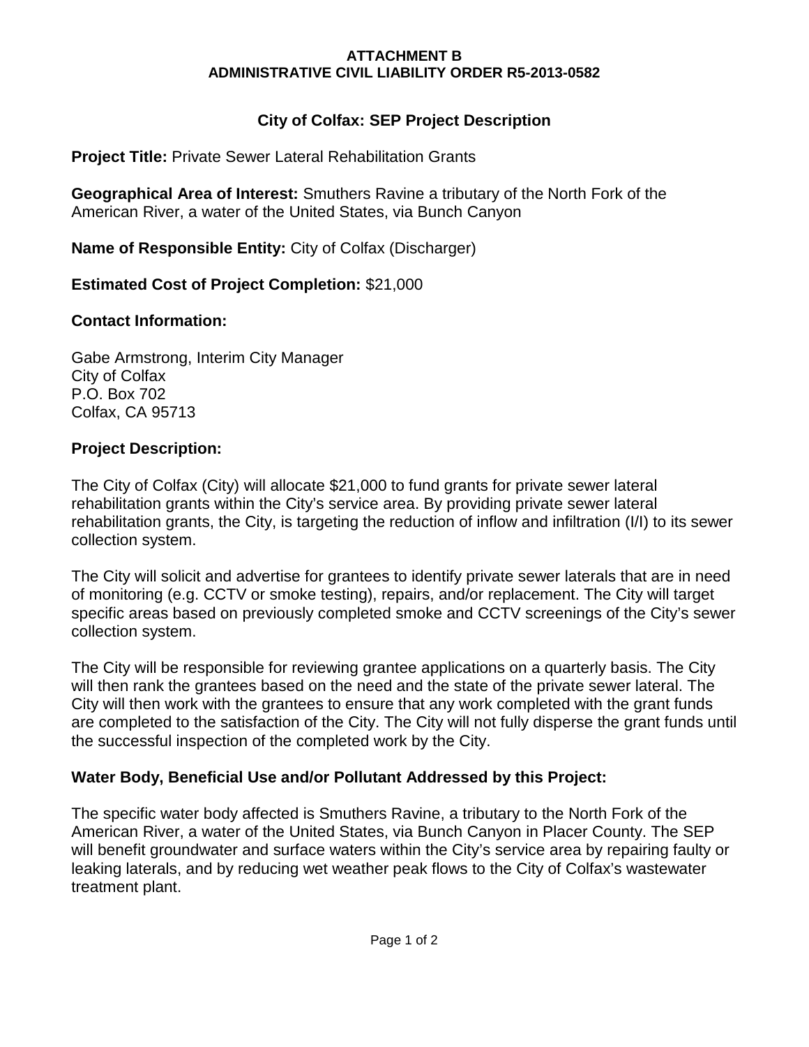**ATTACHMENT B**
**ADMINISTRATIVE CIVIL LIABILITY ORDER R5-2013-0582**

## City of Colfax: SEP Project Description

**Project Title:** Private Sewer Lateral Rehabilitation Grants

**Geographical Area of Interest:** Smuthers Ravine a tributary of the North Fork of the American River, a water of the United States, via Bunch Canyon

**Name of Responsible Entity:** City of Colfax (Discharger)

**Estimated Cost of Project Completion:** $21,000

**Contact Information:**

Gabe Armstrong, Interim City Manager
City of Colfax
P.O. Box 702
Colfax, CA 95713

**Project Description:**

The City of Colfax (City) will allocate $21,000 to fund grants for private sewer lateral rehabilitation grants within the City's service area. By providing private sewer lateral rehabilitation grants, the City, is targeting the reduction of inflow and infiltration (I/I) to its sewer collection system.

The City will solicit and advertise for grantees to identify private sewer laterals that are in need of monitoring (e.g. CCTV or smoke testing), repairs, and/or replacement. The City will target specific areas based on previously completed smoke and CCTV screenings of the City's sewer collection system.

The City will be responsible for reviewing grantee applications on a quarterly basis. The City will then rank the grantees based on the need and the state of the private sewer lateral. The City will then work with the grantees to ensure that any work completed with the grant funds are completed to the satisfaction of the City. The City will not fully disperse the grant funds until the successful inspection of the completed work by the City.

**Water Body, Beneficial Use and/or Pollutant Addressed by this Project:**

The specific water body affected is Smuthers Ravine, a tributary to the North Fork of the American River, a water of the United States, via Bunch Canyon in Placer County. The SEP will benefit groundwater and surface waters within the City's service area by repairing faulty or leaking laterals, and by reducing wet weather peak flows to the City of Colfax's wastewater treatment plant.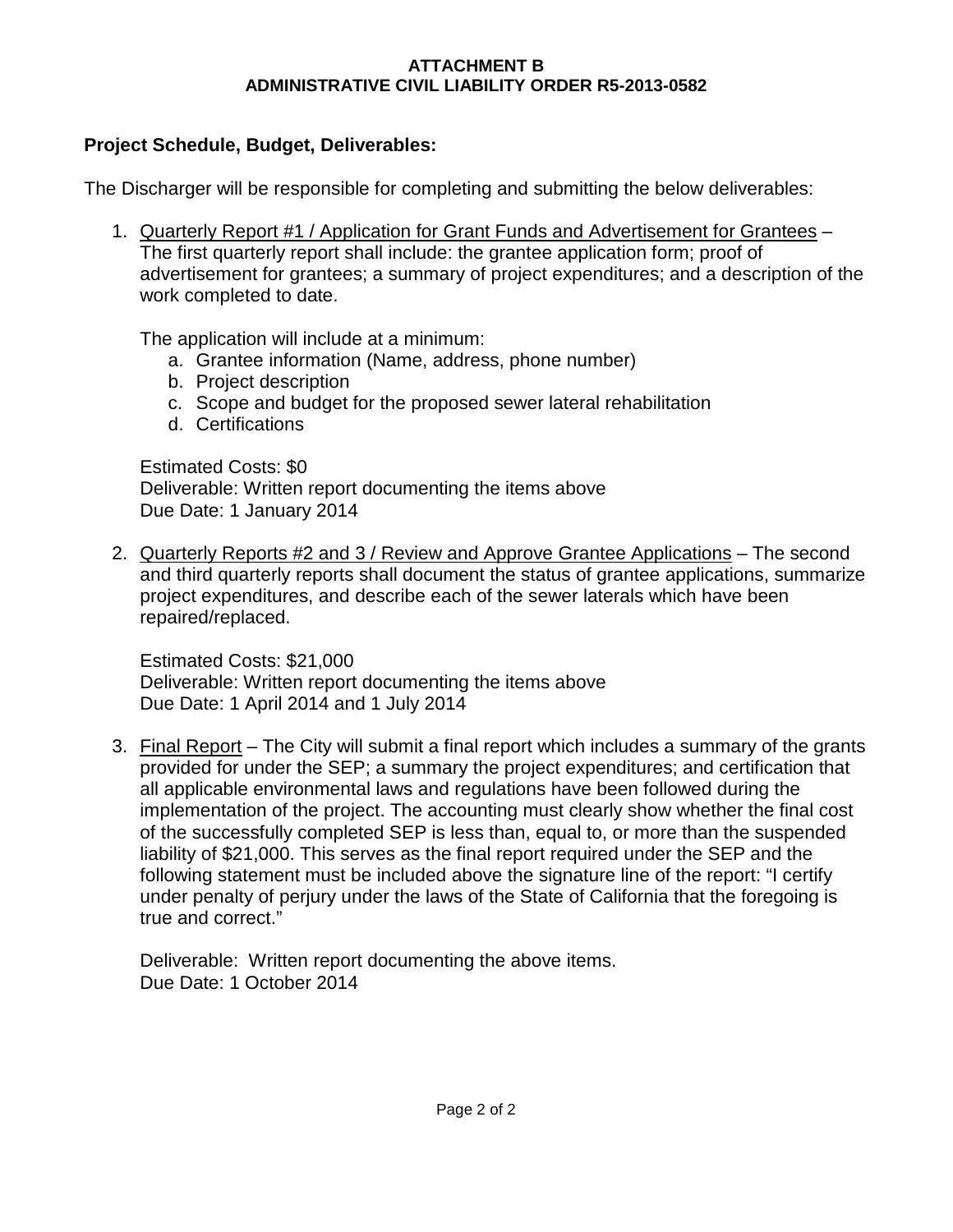**ATTACHMENT B**
**ADMINISTRATIVE CIVIL LIABILITY ORDER R5-2013-0582**

**Project Schedule, Budget, Deliverables:**

The Discharger will be responsible for completing and submitting the below deliverables:

1. Quarterly Report #1 / Application for Grant Funds and Advertisement for Grantees – The first quarterly report shall include: the grantee application form; proof of advertisement for grantees; a summary of project expenditures; and a description of the work completed to date.

   The application will include at a minimum:
   a. Grantee information (Name, address, phone number)
   b. Project description
   c. Scope and budget for the proposed sewer lateral rehabilitation
   d. Certifications

   Estimated Costs: $0
   Deliverable: Written report documenting the items above
   Due Date: 1 January 2014

2. Quarterly Reports #2 and 3 / Review and Approve Grantee Applications – The second and third quarterly reports shall document the status of grantee applications, summarize project expenditures, and describe each of the sewer laterals which have been repaired/replaced.

   Estimated Costs: $21,000
   Deliverable: Written report documenting the items above
   Due Date: 1 April 2014 and 1 July 2014

3. Final Report – The City will submit a final report which includes a summary of the grants provided for under the SEP; a summary the project expenditures; and certification that all applicable environmental laws and regulations have been followed during the implementation of the project. The accounting must clearly show whether the final cost of the successfully completed SEP is less than, equal to, or more than the suspended liability of $21,000. This serves as the final report required under the SEP and the following statement must be included above the signature line of the report: "I certify under penalty of perjury under the laws of the State of California that the foregoing is true and correct."

   Deliverable: Written report documenting the above items.
   Due Date: 1 October 2014